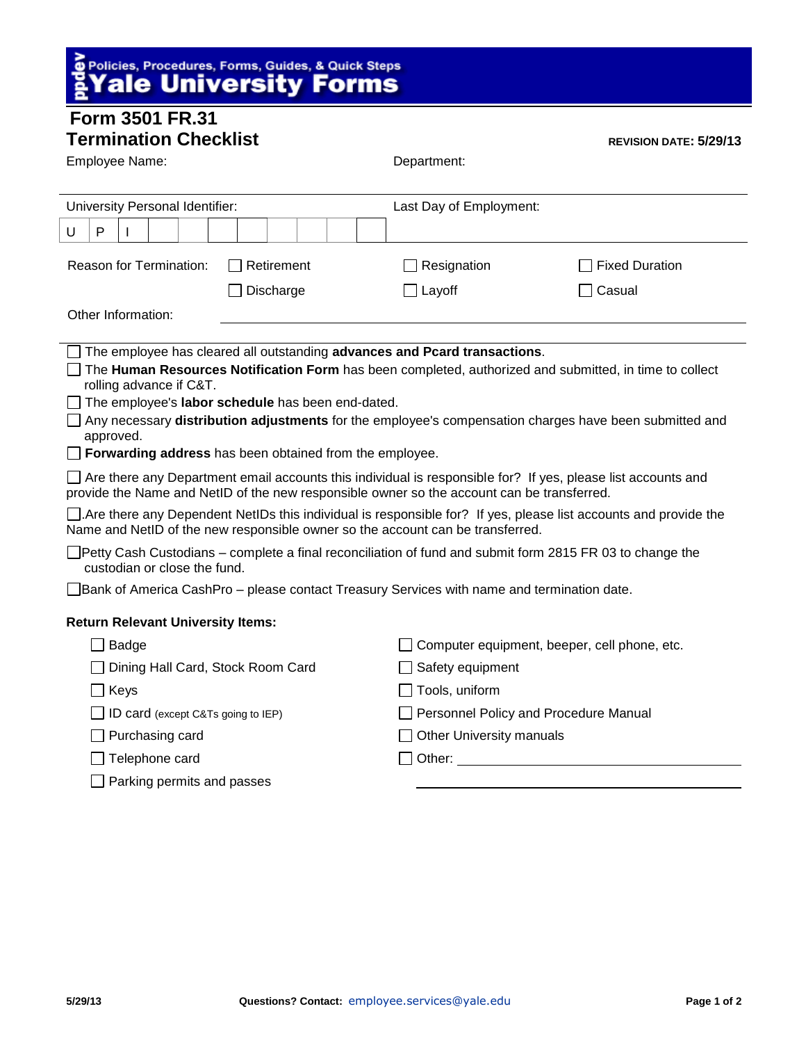Policies, Procedures, Forms, Guides, & Quick Steps

# Yale University Forms

## Form 3501 FR.31
## Termination Checklist

**REVISION DATE: 5/29/13**

Employee Name: Department:

| University Personal Identifier: | | | | | | | | | | | | Last Day of Employment: |
|---|---|---|---|---|---|---|---|---|---|---|---|---|
| U | P | I | | | | | | | | | | |

Reason for Termination: ☐ Retirement ☐ Resignation ☐ Fixed Duration ☐ Discharge ☐ Layoff ☐ Casual

Other Information: \_\_\_\_\_\_\_\_\_\_\_\_\_\_\_\_\_\_\_\_\_\_\_\_\_\_\_\_\_\_\_\_\_\_\_\_\_\_

- ☐ The employee has cleared all outstanding **advances and Pcard transactions**.
- ☐ The **Human Resources Notification Form** has been completed, authorized and submitted, in time to collect rolling advance if C&T.
- ☐ The employee's **labor schedule** has been end-dated.
- ☐ Any necessary **distribution adjustments** for the employee's compensation charges have been submitted and approved.
- ☐ **Forwarding address** has been obtained from the employee.

☐ Are there any Department email accounts this individual is responsible for? If yes, please list accounts and provide the Name and NetID of the new responsible owner so the account can be transferred.

☐.Are there any Dependent NetIDs this individual is responsible for? If yes, please list accounts and provide the Name and NetID of the new responsible owner so the account can be transferred.

☐Petty Cash Custodians – complete a final reconciliation of fund and submit form 2815 FR 03 to change the custodian or close the fund.

☐Bank of America CashPro – please contact Treasury Services with name and termination date.

**Return Relevant University Items:**

- ☐ Badge
- ☐ Dining Hall Card, Stock Room Card
- ☐ Keys
- ☐ ID card (except C&Ts going to IEP)
- ☐ Purchasing card
- ☐ Telephone card
- ☐ Parking permits and passes
- ☐ Computer equipment, beeper, cell phone, etc.
- ☐ Safety equipment
- ☐ Tools, uniform
- ☐ Personnel Policy and Procedure Manual
- ☐ Other University manuals
- ☐ Other: \_\_\_\_\_\_\_\_\_\_\_\_\_\_\_\_\_\_\_\_\_\_\_\_\_\_\_\_\_\_

**Questions? Contact:** employee.services@yale.edu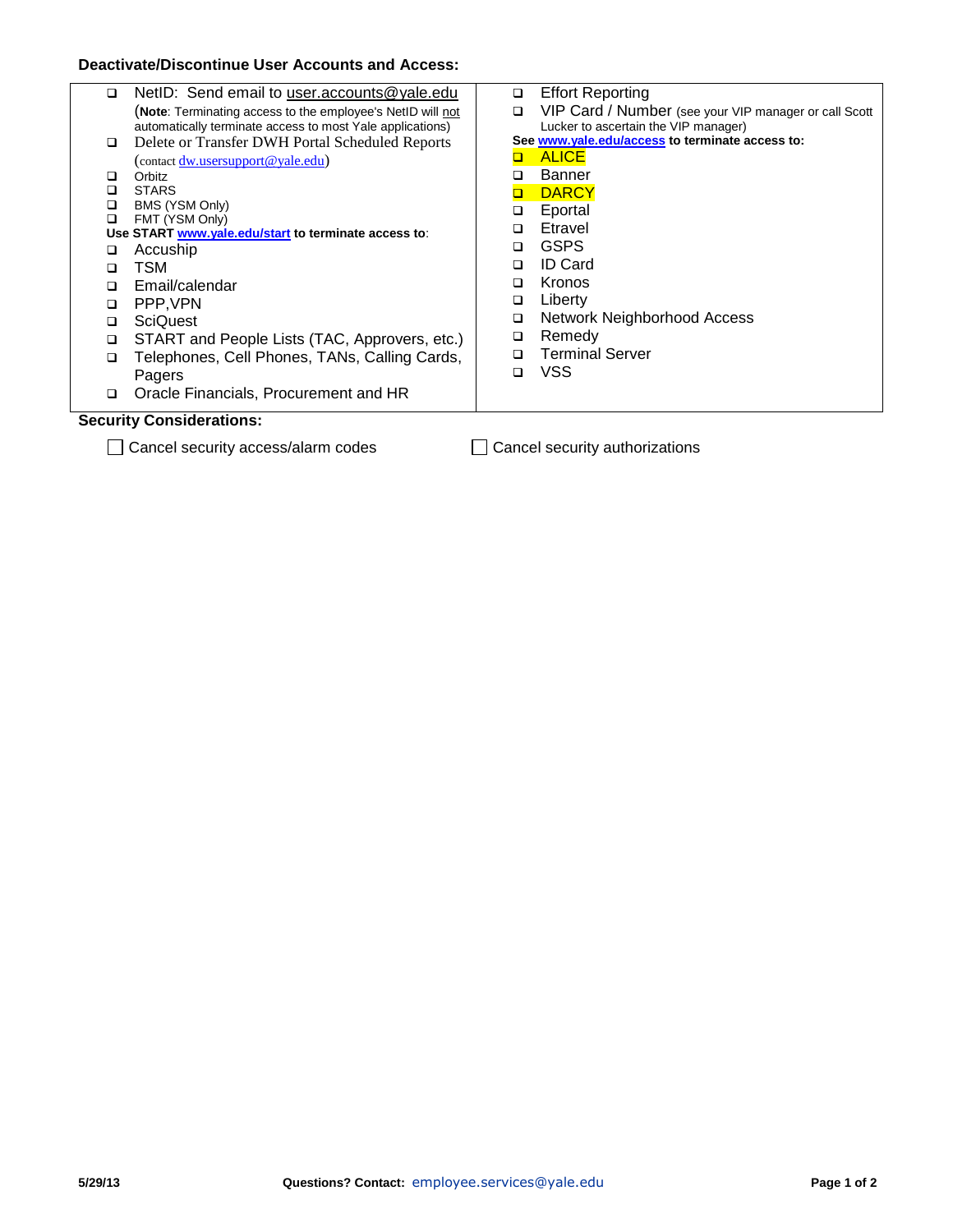**Deactivate/Discontinue User Accounts and Access:**

- ☐ NetID: Send email to user.accounts@yale.edu (**Note**: Terminating access to the employee's NetID will not automatically terminate access to most Yale applications)
- ☐ Delete or Transfer DWH Portal Scheduled Reports (contact dw.usersupport@yale.edu)
- ☐ Orbitz
- ☐ STARS
- ☐ BMS (YSM Only)
- ☐ FMT (YSM Only)

**Use START www.yale.edu/start to terminate access to**:

- ☐ Accuship
- ☐ TSM
- ☐ Email/calendar
- ☐ PPP,VPN
- ☐ SciQuest
- ☐ START and People Lists (TAC, Approvers, etc.)
- ☐ Telephones, Cell Phones, TANs, Calling Cards, Pagers
- ☐ Oracle Financials, Procurement and HR
- ☐ Effort Reporting
- ☐ VIP Card / Number (see your VIP manager or call Scott Lucker to ascertain the VIP manager)

**See www.yale.edu/access to terminate access to:**

- ☐ ALICE
- ☐ Banner
- ☐ DARCY
- ☐ Eportal
- ☐ Etravel
- ☐ GSPS
- ☐ ID Card
- ☐ Kronos
- ☐ Liberty
- ☐ Network Neighborhood Access
- ☐ Remedy
- ☐ Terminal Server
- ☐ VSS

**Security Considerations:**

- ☐ Cancel security access/alarm codes
- ☐ Cancel security authorizations

5/29/13 **Questions? Contact:** employee.services@yale.edu